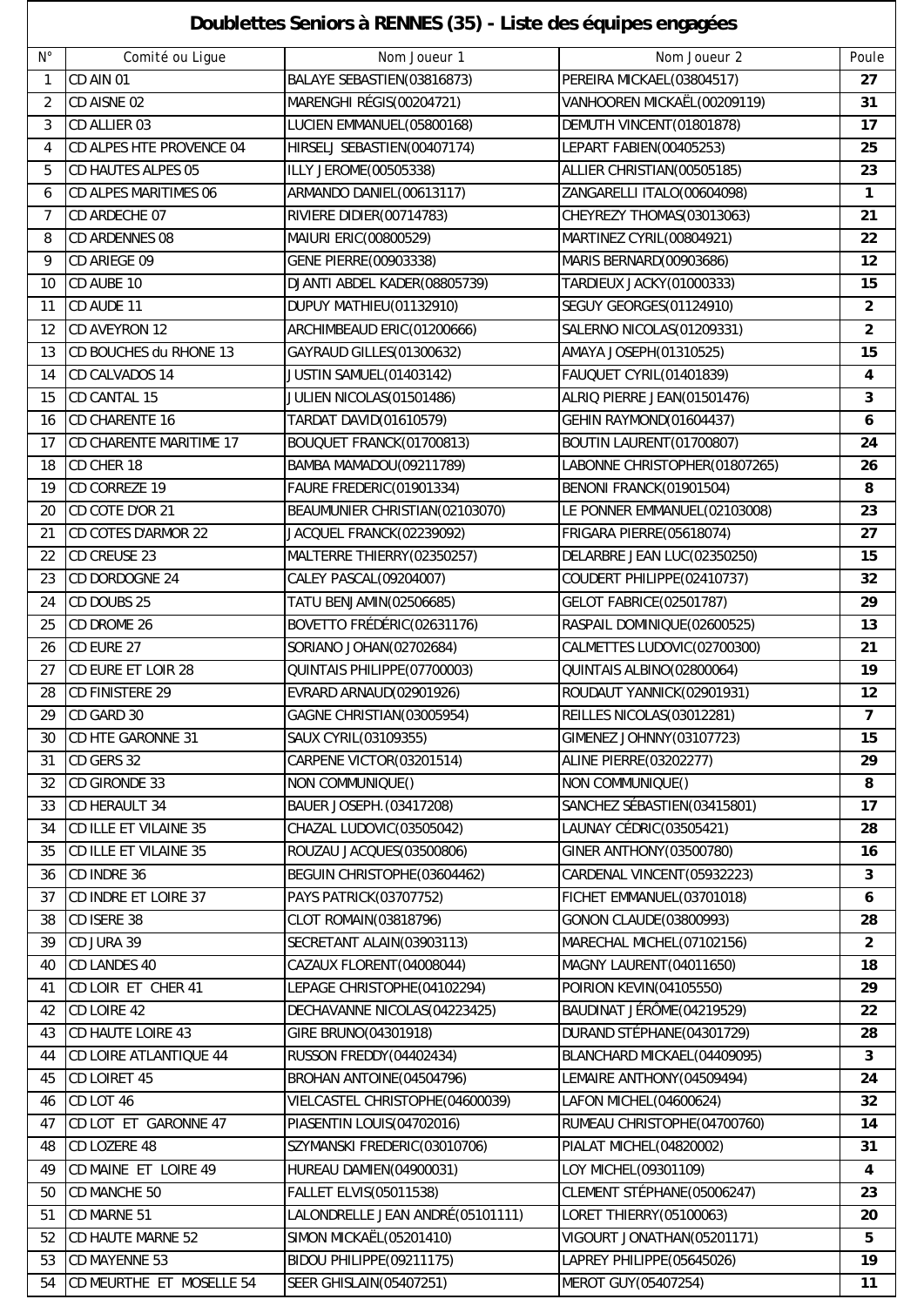# Doublettes Seniors à RENNES (35) - Liste des équipes engagées

| N° | Comité ou Ligue | Nom Joueur 1 | Nom Joueur 2 | Poule |
|---|---|---|---|---|
| 1 | CD AIN 01 | BALAYE SEBASTIEN(03816873) | PEREIRA MICKAEL(03804517) | **27** |
| 2 | CD AISNE 02 | MARENGHI RÉGIS(00204721) | VANHOOREN MICKAËL(00209119) | **31** |
| 3 | CD ALLIER 03 | LUCIEN EMMANUEL(05800168) | DEMUTH VINCENT(01801878) | **17** |
| 4 | CD ALPES HTE PROVENCE 04 | HIRSELJ SEBASTIEN(00407174) | LEPART FABIEN(00405253) | **25** |
| 5 | CD HAUTES ALPES 05 | ILLY JEROME(00505338) | ALLIER CHRISTIAN(00505185) | **23** |
| 6 | CD ALPES MARITIMES 06 | ARMANDO DANIEL(00613117) | ZANGARELLI ITALO(00604098) | **1** |
| 7 | CD ARDECHE 07 | RIVIERE DIDIER(00714783) | CHEYREZY THOMAS(03013063) | **21** |
| 8 | CD ARDENNES 08 | MAIURI ERIC(00800529) | MARTINEZ CYRIL(00804921) | **22** |
| 9 | CD ARIEGE 09 | GENE PIERRE(00903338) | MARIS BERNARD(00903686) | **12** |
| 10 | CD AUBE 10 | DJANTI ABDEL KADER(08805739) | TARDIEUX JACKY(01000333) | **15** |
| 11 | CD AUDE 11 | DUPUY MATHIEU(01132910) | SEGUY GEORGES(01124910) | **2** |
| 12 | CD AVEYRON 12 | ARCHIMBEAUD ERIC(01200666) | SALERNO NICOLAS(01209331) | **2** |
| 13 | CD BOUCHES du RHONE 13 | GAYRAUD GILLES(01300632) | AMAYA JOSEPH(01310525) | **15** |
| 14 | CD CALVADOS 14 | JUSTIN SAMUEL(01403142) | FAUQUET CYRIL(01401839) | **4** |
| 15 | CD CANTAL 15 | JULIEN NICOLAS(01501486) | ALRIQ PIERRE JEAN(01501476) | **3** |
| 16 | CD CHARENTE 16 | TARDAT DAVID(01610579) | GEHIN RAYMOND(01604437) | **6** |
| 17 | CD CHARENTE MARITIME 17 | BOUQUET FRANCK(01700813) | BOUTIN LAURENT(01700807) | **24** |
| 18 | CD CHER 18 | BAMBA MAMADOU(09211789) | LABONNE CHRISTOPHER(01807265) | **26** |
| 19 | CD CORREZE 19 | FAURE FREDERIC(01901334) | BENONI FRANCK(01901504) | **8** |
| 20 | CD COTE D'OR 21 | BEAUMUNIER CHRISTIAN(02103070) | LE PONNER EMMANUEL(02103008) | **23** |
| 21 | CD COTES D'ARMOR 22 | JACQUEL FRANCK(02239092) | FRIGARA PIERRE(05618074) | **27** |
| 22 | CD CREUSE 23 | MALTERRE THIERRY(02350257) | DELARBRE JEAN LUC(02350250) | **15** |
| 23 | CD DORDOGNE 24 | CALEY PASCAL(09204007) | COUDERT PHILIPPE(02410737) | **32** |
| 24 | CD DOUBS 25 | TATU BENJAMIN(02506685) | GELOT FABRICE(02501787) | **29** |
| 25 | CD DROME 26 | BOVETTO FRÉDÉRIC(02631176) | RASPAIL DOMINIQUE(02600525) | **13** |
| 26 | CD EURE 27 | SORIANO JOHAN(02702684) | CALMETTES LUDOVIC(02700300) | **21** |
| 27 | CD EURE ET LOIR 28 | QUINTAIS PHILIPPE(07700003) | QUINTAIS ALBINO(02800064) | **19** |
| 28 | CD FINISTERE 29 | EVRARD ARNAUD(02901926) | ROUDAUT YANNICK(02901931) | **12** |
| 29 | CD GARD 30 | GAGNE CHRISTIAN(03005954) | REILLES NICOLAS(03012281) | **7** |
| 30 | CD HTE GARONNE 31 | SAUX CYRIL(03109355) | GIMENEZ JOHNNY(03107723) | **15** |
| 31 | CD GERS 32 | CARPENE VICTOR(03201514) | ALINE PIERRE(03202277) | **29** |
| 32 | CD GIRONDE 33 | NON COMMUNIQUE() | NON COMMUNIQUE() | **8** |
| 33 | CD HERAULT 34 | BAUER JOSEPH.(03417208) | SANCHEZ SÉBASTIEN(03415801) | **17** |
| 34 | CD ILLE ET VILAINE 35 | CHAZAL LUDOVIC(03505042) | LAUNAY CÉDRIC(03505421) | **28** |
| 35 | CD ILLE ET VILAINE 35 | ROUZAU JACQUES(03500806) | GINER ANTHONY(03500780) | **16** |
| 36 | CD INDRE 36 | BEGUIN CHRISTOPHE(03604462) | CARDENAL VINCENT(05932223) | **3** |
| 37 | CD INDRE ET LOIRE 37 | PAYS PATRICK(03707752) | FICHET EMMANUEL(03701018) | **6** |
| 38 | CD ISERE 38 | CLOT ROMAIN(03818796) | GONON CLAUDE(03800993) | **28** |
| 39 | CD JURA 39 | SECRETANT ALAIN(03903113) | MARECHAL MICHEL(07102156) | **2** |
| 40 | CD LANDES 40 | CAZAUX FLORENT(04008044) | MAGNY LAURENT(04011650) | **18** |
| 41 | CD LOIR ET CHER 41 | LEPAGE CHRISTOPHE(04102294) | POIRION KEVIN(04105550) | **29** |
| 42 | CD LOIRE 42 | DECHAVANNE NICOLAS(04223425) | BAUDINAT JÉRÔME(04219529) | **22** |
| 43 | CD HAUTE LOIRE 43 | GIRE BRUNO(04301918) | DURAND STÉPHANE(04301729) | **28** |
| 44 | CD LOIRE ATLANTIQUE 44 | RUSSON FREDDY(04402434) | BLANCHARD MICKAEL(04409095) | **3** |
| 45 | CD LOIRET 45 | BROHAN ANTOINE(04504796) | LEMAIRE ANTHONY(04509494) | **24** |
| 46 | CD LOT 46 | VIELCASTEL CHRISTOPHE(04600039) | LAFON MICHEL(04600624) | **32** |
| 47 | CD LOT ET GARONNE 47 | PIASENTIN LOUIS(04702016) | RUMEAU CHRISTOPHE(04700760) | **14** |
| 48 | CD LOZERE 48 | SZYMANSKI FREDERIC(03010706) | PIALAT MICHEL(04820002) | **31** |
| 49 | CD MAINE ET LOIRE 49 | HUREAU DAMIEN(04900031) | LOY MICHEL(09301109) | **4** |
| 50 | CD MANCHE 50 | FALLET ELVIS(05011538) | CLEMENT STÉPHANE(05006247) | **23** |
| 51 | CD MARNE 51 | LALONDRELLE JEAN ANDRÉ(05101111) | LORET THIERRY(05100063) | **20** |
| 52 | CD HAUTE MARNE 52 | SIMON MICKAËL(05201410) | VIGOURT JONATHAN(05201171) | **5** |
| 53 | CD MAYENNE 53 | BIDOU PHILIPPE(09211175) | LAPREY PHILIPPE(05645026) | **19** |
| 54 | CD MEURTHE ET MOSELLE 54 | SEER GHISLAIN(05407251) | MEROT GUY(05407254) | **11** |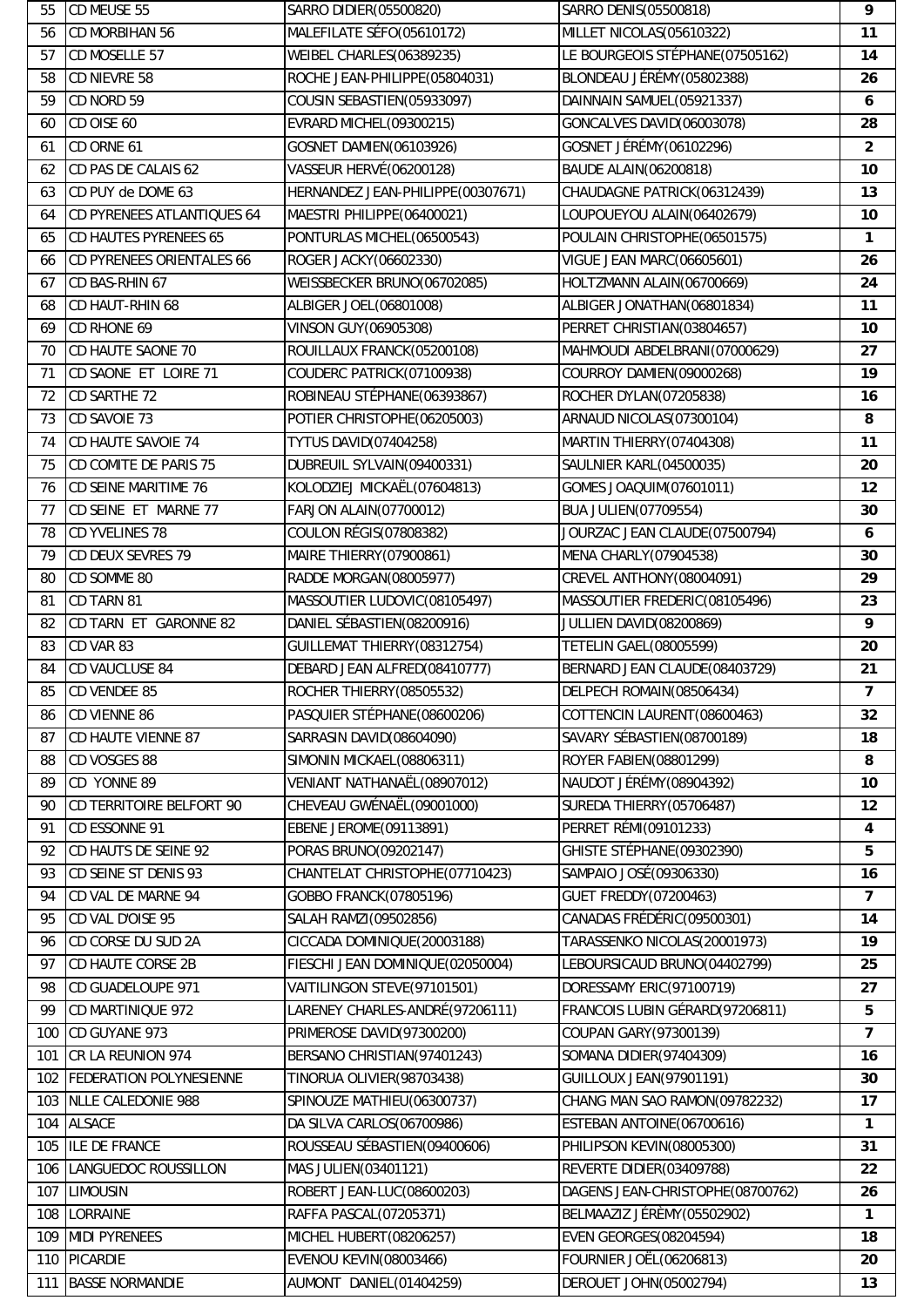| | | | | |
|---|---|---|---|---|
| 55 | CD MEUSE 55 | SARRO DIDIER(05500820) | SARRO DENIS(05500818) | 9 |
| 56 | CD MORBIHAN 56 | MALEFILATE SÉFO(05610172) | MILLET NICOLAS(05610322) | 11 |
| 57 | CD MOSELLE 57 | WEIBEL CHARLES(06389235) | LE BOURGEOIS STÉPHANE(07505162) | 14 |
| 58 | CD NIEVRE 58 | ROCHE JEAN-PHILIPPE(05804031) | BLONDEAU JÉRÉMY(05802388) | 26 |
| 59 | CD NORD 59 | COUSIN SEBASTIEN(05933097) | DAINNAIN SAMUEL(05921337) | 6 |
| 60 | CD OISE 60 | EVRARD MICHEL(09300215) | GONCALVES DAVID(06003078) | 28 |
| 61 | CD ORNE 61 | GOSNET DAMIEN(06103926) | GOSNET JÉRÉMY(06102296) | 2 |
| 62 | CD PAS DE CALAIS 62 | VASSEUR HERVÉ(06200128) | BAUDE ALAIN(06200818) | 10 |
| 63 | CD PUY de DOME 63 | HERNANDEZ JEAN-PHILIPPE(00307671) | CHAUDAGNE PATRICK(06312439) | 13 |
| 64 | CD PYRENEES ATLANTIQUES 64 | MAESTRI PHILIPPE(06400021) | LOUPOUEYOU ALAIN(06402679) | 10 |
| 65 | CD HAUTES PYRENEES 65 | PONTURLAS MICHEL(06500543) | POULAIN CHRISTOPHE(06501575) | 1 |
| 66 | CD PYRENEES ORIENTALES 66 | ROGER JACKY(06602330) | VIGUE JEAN MARC(06605601) | 26 |
| 67 | CD BAS-RHIN 67 | WEISSBECKER BRUNO(06702085) | HOLTZMANN ALAIN(06700669) | 24 |
| 68 | CD HAUT-RHIN 68 | ALBIGER JOEL(06801008) | ALBIGER JONATHAN(06801834) | 11 |
| 69 | CD RHONE 69 | VINSON GUY(06905308) | PERRET CHRISTIAN(03804657) | 10 |
| 70 | CD HAUTE SAONE 70 | ROUILLAUX FRANCK(05200108) | MAHMOUDI ABDELBRANI(07000629) | 27 |
| 71 | CD SAONE ET LOIRE 71 | COUDERC PATRICK(07100938) | COURROY DAMIEN(09000268) | 19 |
| 72 | CD SARTHE 72 | ROBINEAU STÉPHANE(06393867) | ROCHER DYLAN(07205838) | 16 |
| 73 | CD SAVOIE 73 | POTIER CHRISTOPHE(06205003) | ARNAUD NICOLAS(07300104) | 8 |
| 74 | CD HAUTE SAVOIE 74 | TYTUS DAVID(07404258) | MARTIN THIERRY(07404308) | 11 |
| 75 | CD COMITE DE PARIS 75 | DUBREUIL SYLVAIN(09400331) | SAULNIER KARL(04500035) | 20 |
| 76 | CD SEINE MARITIME 76 | KOLODZIEJ MICKAËL(07604813) | GOMES JOAQUIM(07601011) | 12 |
| 77 | CD SEINE ET MARNE 77 | FARJON ALAIN(07700012) | BUA JULIEN(07709554) | 30 |
| 78 | CD YVELINES 78 | COULON RÉGIS(07808382) | JOURZAC JEAN CLAUDE(07500794) | 6 |
| 79 | CD DEUX SEVRES 79 | MAIRE THIERRY(07900861) | MENA CHARLY(07904538) | 30 |
| 80 | CD SOMME 80 | RADDE MORGAN(08005977) | CREVEL ANTHONY(08004091) | 29 |
| 81 | CD TARN 81 | MASSOUTIER LUDOVIC(08105497) | MASSOUTIER FREDERIC(08105496) | 23 |
| 82 | CD TARN ET GARONNE 82 | DANIEL SÉBASTIEN(08200916) | JULLIEN DAVID(08200869) | 9 |
| 83 | CD VAR 83 | GUILLEMAT THIERRY(08312754) | TETELIN GAEL(08005599) | 20 |
| 84 | CD VAUCLUSE 84 | DEBARD JEAN ALFRED(08410777) | BERNARD JEAN CLAUDE(08403729) | 21 |
| 85 | CD VENDEE 85 | ROCHER THIERRY(08505532) | DELPECH ROMAIN(08506434) | 7 |
| 86 | CD VIENNE 86 | PASQUIER STÉPHANE(08600206) | COTTENCIN LAURENT(08600463) | 32 |
| 87 | CD HAUTE VIENNE 87 | SARRASIN DAVID(08604090) | SAVARY SÉBASTIEN(08700189) | 18 |
| 88 | CD VOSGES 88 | SIMONIN MICKAEL(08806311) | ROYER FABIEN(08801299) | 8 |
| 89 | CD YONNE 89 | VENIANT NATHANAËL(08907012) | NAUDOT JÉRÉMY(08904392) | 10 |
| 90 | CD TERRITOIRE BELFORT 90 | CHEVEAU GWÉNAËL(09001000) | SUREDA THIERRY(05706487) | 12 |
| 91 | CD ESSONNE 91 | EBENE JEROME(09113891) | PERRET RÉMI(09101233) | 4 |
| 92 | CD HAUTS DE SEINE 92 | PORAS BRUNO(09202147) | GHISTE STÉPHANE(09302390) | 5 |
| 93 | CD SEINE ST DENIS 93 | CHANTELAT CHRISTOPHE(07710423) | SAMPAIO JOSÉ(09306330) | 16 |
| 94 | CD VAL DE MARNE 94 | GOBBO FRANCK(07805196) | GUET FREDDY(07200463) | 7 |
| 95 | CD VAL D'OISE 95 | SALAH RAMZI(09502856) | CANADAS FRÉDÉRIC(09500301) | 14 |
| 96 | CD CORSE DU SUD 2A | CICCADA DOMINIQUE(20003188) | TARASSENKO NICOLAS(20001973) | 19 |
| 97 | CD HAUTE CORSE 2B | FIESCHI JEAN DOMINIQUE(02050004) | LEBOURSICAUD BRUNO(04402799) | 25 |
| 98 | CD GUADELOUPE 971 | VAITILINGON STEVE(97101501) | DORESSAMY ERIC(97100719) | 27 |
| 99 | CD MARTINIQUE 972 | LARENEY CHARLES-ANDRÉ(97206111) | FRANCOIS LUBIN GÉRARD(97206811) | 5 |
| 100 | CD GUYANE 973 | PRIMEROSE DAVID(97300200) | COUPAN GARY(97300139) | 7 |
| 101 | CR LA REUNION 974 | BERSANO CHRISTIAN(97401243) | SOMANA DIDIER(97404309) | 16 |
| 102 | FEDERATION POLYNESIENNE | TINORUA OLIVIER(98703438) | GUILLOUX JEAN(97901191) | 30 |
| 103 | NLLE CALEDONIE 988 | SPINOUZE MATHIEU(06300737) | CHANG MAN SAO RAMON(09782232) | 17 |
| 104 | ALSACE | DA SILVA CARLOS(06700986) | ESTEBAN ANTOINE(06700616) | 1 |
| 105 | ILE DE FRANCE | ROUSSEAU SÉBASTIEN(09400606) | PHILIPSON KEVIN(08005300) | 31 |
| 106 | LANGUEDOC ROUSSILLON | MAS JULIEN(03401121) | REVERTE DIDIER(03409788) | 22 |
| 107 | LIMOUSIN | ROBERT JEAN-LUC(08600203) | DAGENS JEAN-CHRISTOPHE(08700762) | 26 |
| 108 | LORRAINE | RAFFA PASCAL(07205371) | BELMAAZIZ JÉRÈMY(05502902) | 1 |
| 109 | MIDI PYRENEES | MICHEL HUBERT(08206257) | EVEN GEORGES(08204594) | 18 |
| 110 | PICARDIE | EVENOU KEVIN(08003466) | FOURNIER JOËL(06206813) | 20 |
| 111 | BASSE NORMANDIE | AUMONT DANIEL(01404259) | DEROUET JOHN(05002794) | 13 |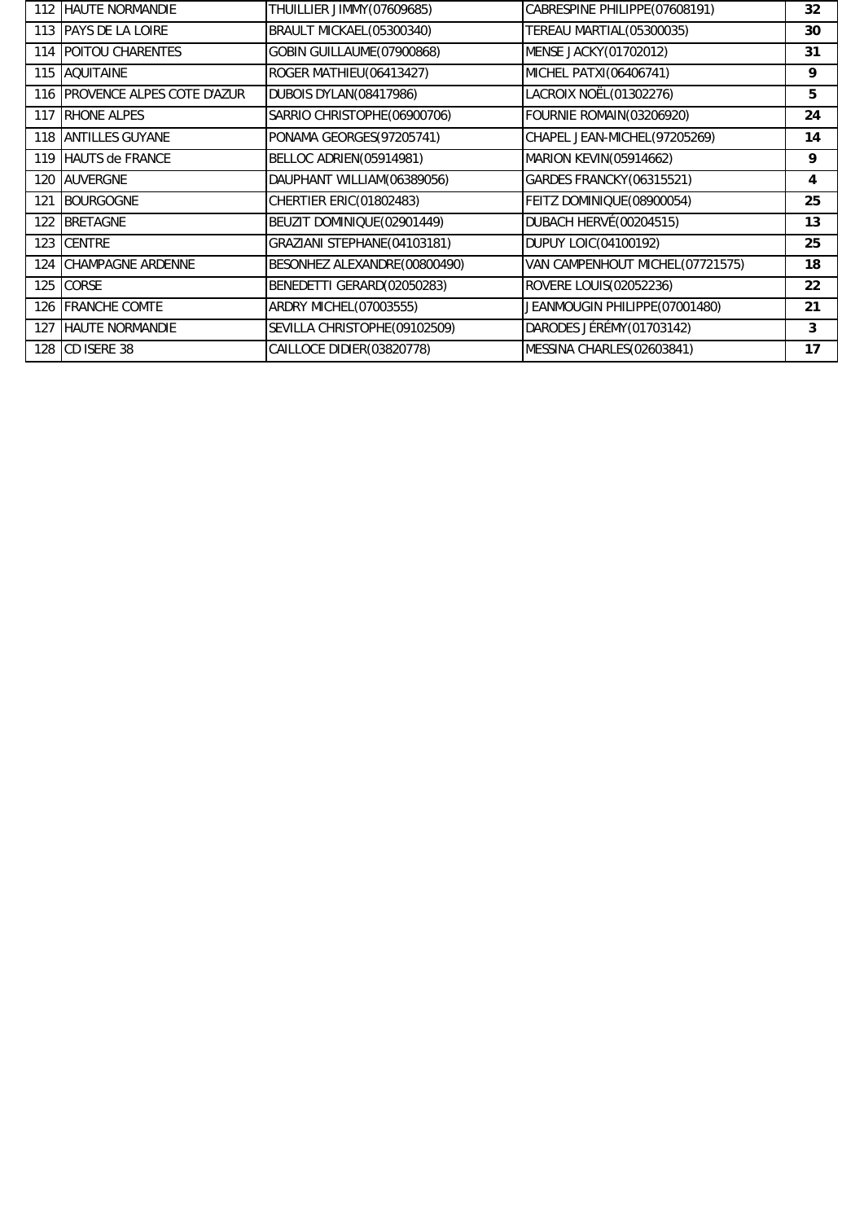| | | | | |
|---|---|---|---|---|
| 112 | HAUTE NORMANDIE | THUILLIER JIMMY(07609685) | CABRESPINE PHILIPPE(07608191) | **32** |
| 113 | PAYS DE LA LOIRE | BRAULT MICKAEL(05300340) | TEREAU MARTIAL(05300035) | **30** |
| 114 | POITOU CHARENTES | GOBIN GUILLAUME(07900868) | MENSE JACKY(01702012) | **31** |
| 115 | AQUITAINE | ROGER MATHIEU(06413427) | MICHEL PATXI(06406741) | **9** |
| 116 | PROVENCE ALPES COTE D'AZUR | DUBOIS DYLAN(08417986) | LACROIX NOËL(01302276) | **5** |
| 117 | RHONE ALPES | SARRIO CHRISTOPHE(06900706) | FOURNIE ROMAIN(03206920) | **24** |
| 118 | ANTILLES GUYANE | PONAMA GEORGES(97205741) | CHAPEL JEAN-MICHEL(97205269) | **14** |
| 119 | HAUTS de FRANCE | BELLOC ADRIEN(05914981) | MARION KEVIN(05914662) | **9** |
| 120 | AUVERGNE | DAUPHANT WILLIAM(06389056) | GARDES FRANCKY(06315521) | **4** |
| 121 | BOURGOGNE | CHERTIER ERIC(01802483) | FEITZ DOMINIQUE(08900054) | **25** |
| 122 | BRETAGNE | BEUZIT DOMINIQUE(02901449) | DUBACH HERVÉ(00204515) | **13** |
| 123 | CENTRE | GRAZIANI STEPHANE(04103181) | DUPUY LOIC(04100192) | **25** |
| 124 | CHAMPAGNE ARDENNE | BESONHEZ ALEXANDRE(00800490) | VAN CAMPENHOUT MICHEL(07721575) | **18** |
| 125 | CORSE | BENEDETTI GERARD(02050283) | ROVERE LOUIS(02052236) | **22** |
| 126 | FRANCHE COMTE | ARDRY MICHEL(07003555) | JEANMOUGIN PHILIPPE(07001480) | **21** |
| 127 | HAUTE NORMANDIE | SEVILLA CHRISTOPHE(09102509) | DARODES JÉRÉMY(01703142) | **3** |
| 128 | CD ISERE 38 | CAILLOCE DIDIER(03820778) | MESSINA CHARLES(02603841) | **17** |